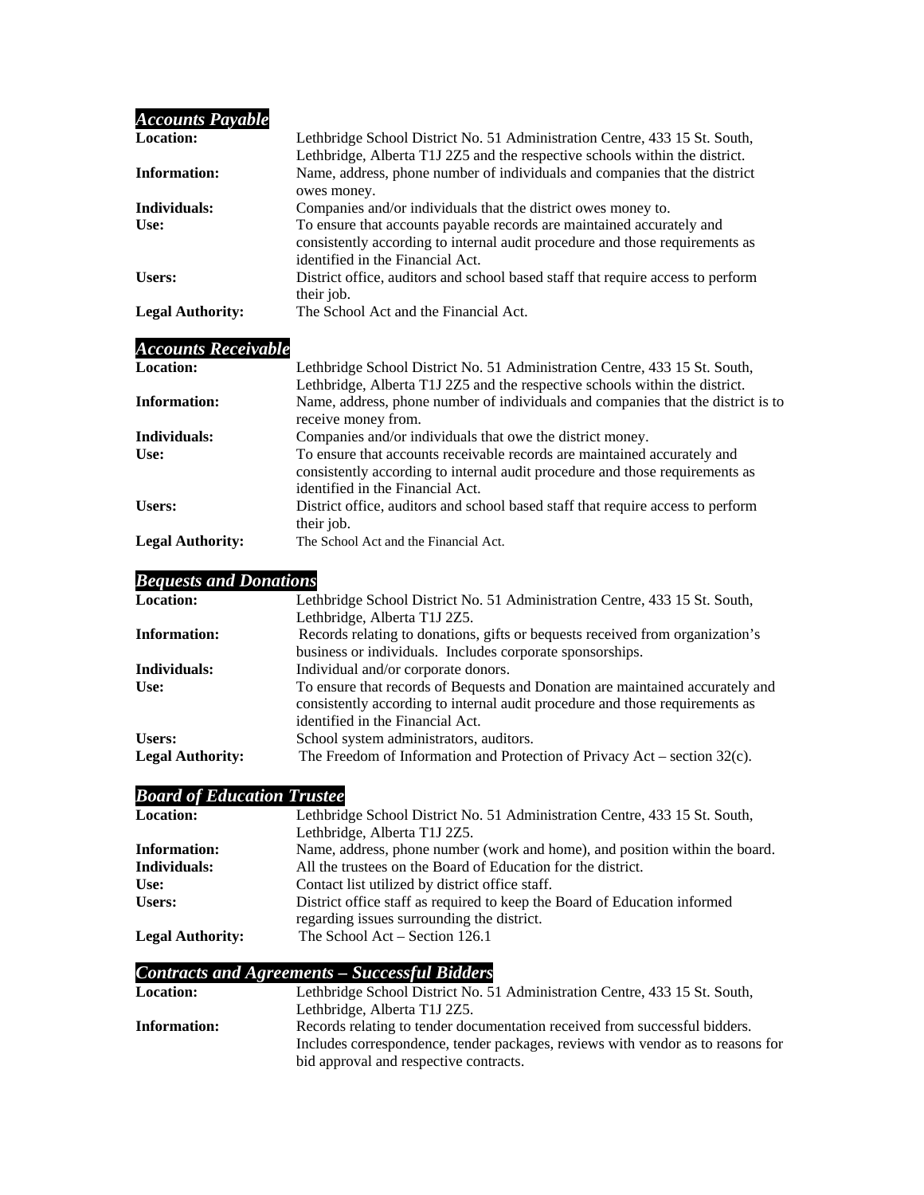## *Accounts Payable*

**Location:** Lethbridge School District No. 51 Administration Centre, 433 15 St. South, Lethbridge, Alberta T1J 2Z5 and the respective schools within the district.

**Information:** Name, address, phone number of individuals and companies that the district owes money.

**Individuals:** Companies and/or individuals that the district owes money to.

**Use:** To ensure that accounts payable records are maintained accurately and consistently according to internal audit procedure and those requirements as identified in the Financial Act.

**Users:** District office, auditors and school based staff that require access to perform their job.

**Legal Authority:** The School Act and the Financial Act.

## *Accounts Receivable*

**Location:** Lethbridge School District No. 51 Administration Centre, 433 15 St. South, Lethbridge, Alberta T1J 2Z5 and the respective schools within the district.

**Information:** Name, address, phone number of individuals and companies that the district is to receive money from.

**Individuals:** Companies and/or individuals that owe the district money.

**Use:** To ensure that accounts receivable records are maintained accurately and consistently according to internal audit procedure and those requirements as identified in the Financial Act.

**Users:** District office, auditors and school based staff that require access to perform their job.

**Legal Authority:** The School Act and the Financial Act.

## *Bequests and Donations*

**Location:** Lethbridge School District No. 51 Administration Centre, 433 15 St. South, Lethbridge, Alberta T1J 2Z5.

**Information:** Records relating to donations, gifts or bequests received from organization's business or individuals. Includes corporate sponsorships.

**Individuals:** Individual and/or corporate donors.

**Use:** To ensure that records of Bequests and Donation are maintained accurately and consistently according to internal audit procedure and those requirements as identified in the Financial Act.

**Users:** School system administrators, auditors.

**Legal Authority:** The Freedom of Information and Protection of Privacy Act – section 32(c).

## *Board of Education Trustee*

**Location:** Lethbridge School District No. 51 Administration Centre, 433 15 St. South, Lethbridge, Alberta T1J 2Z5.

**Information:** Name, address, phone number (work and home), and position within the board.

**Individuals:** All the trustees on the Board of Education for the district.

**Use:** Contact list utilized by district office staff.

**Users:** District office staff as required to keep the Board of Education informed regarding issues surrounding the district.

**Legal Authority:** The School Act – Section 126.1

## *Contracts and Agreements – Successful Bidders*

**Location:** Lethbridge School District No. 51 Administration Centre, 433 15 St. South, Lethbridge, Alberta T1J 2Z5.

**Information:** Records relating to tender documentation received from successful bidders. Includes correspondence, tender packages, reviews with vendor as to reasons for bid approval and respective contracts.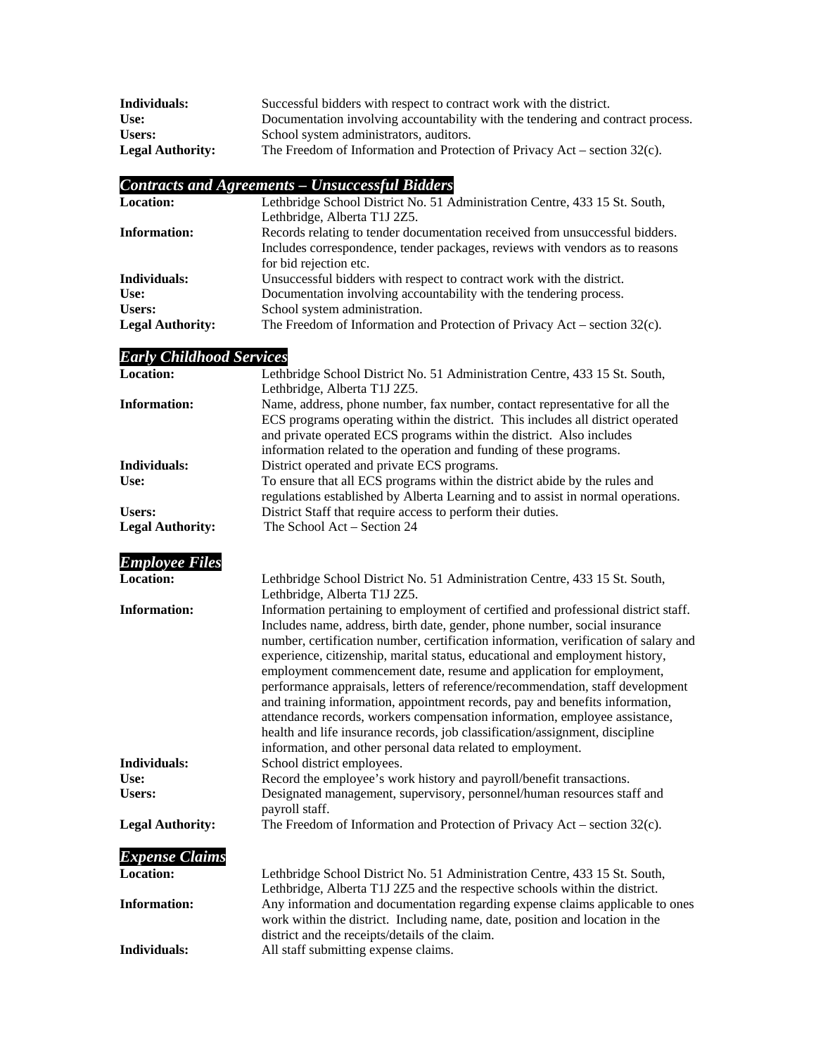**Individuals:** Successful bidders with respect to contract work with the district.
**Use:** Documentation involving accountability with the tendering and contract process.
**Users:** School system administrators, auditors.
**Legal Authority:** The Freedom of Information and Protection of Privacy Act – section 32(c).

### *Contracts and Agreements – Unsuccessful Bidders*

**Location:** Lethbridge School District No. 51 Administration Centre, 433 15 St. South, Lethbridge, Alberta T1J 2Z5.
**Information:** Records relating to tender documentation received from unsuccessful bidders. Includes correspondence, tender packages, reviews with vendors as to reasons for bid rejection etc.
**Individuals:** Unsuccessful bidders with respect to contract work with the district.
**Use:** Documentation involving accountability with the tendering process.
**Users:** School system administration.
**Legal Authority:** The Freedom of Information and Protection of Privacy Act – section 32(c).

### *Early Childhood Services*

**Location:** Lethbridge School District No. 51 Administration Centre, 433 15 St. South, Lethbridge, Alberta T1J 2Z5.
**Information:** Name, address, phone number, fax number, contact representative for all the ECS programs operating within the district. This includes all district operated and private operated ECS programs within the district. Also includes information related to the operation and funding of these programs.
**Individuals:** District operated and private ECS programs.
**Use:** To ensure that all ECS programs within the district abide by the rules and regulations established by Alberta Learning and to assist in normal operations.
**Users:** District Staff that require access to perform their duties.
**Legal Authority:** The School Act – Section 24

### *Employee Files*

**Location:** Lethbridge School District No. 51 Administration Centre, 433 15 St. South, Lethbridge, Alberta T1J 2Z5.
**Information:** Information pertaining to employment of certified and professional district staff. Includes name, address, birth date, gender, phone number, social insurance number, certification number, certification information, verification of salary and experience, citizenship, marital status, educational and employment history, employment commencement date, resume and application for employment, performance appraisals, letters of reference/recommendation, staff development and training information, appointment records, pay and benefits information, attendance records, workers compensation information, employee assistance, health and life insurance records, job classification/assignment, discipline information, and other personal data related to employment.
**Individuals:** School district employees.
**Use:** Record the employee's work history and payroll/benefit transactions.
**Users:** Designated management, supervisory, personnel/human resources staff and payroll staff.
**Legal Authority:** The Freedom of Information and Protection of Privacy Act – section 32(c).

### *Expense Claims*

**Location:** Lethbridge School District No. 51 Administration Centre, 433 15 St. South, Lethbridge, Alberta T1J 2Z5 and the respective schools within the district.
**Information:** Any information and documentation regarding expense claims applicable to ones work within the district. Including name, date, position and location in the district and the receipts/details of the claim.
**Individuals:** All staff submitting expense claims.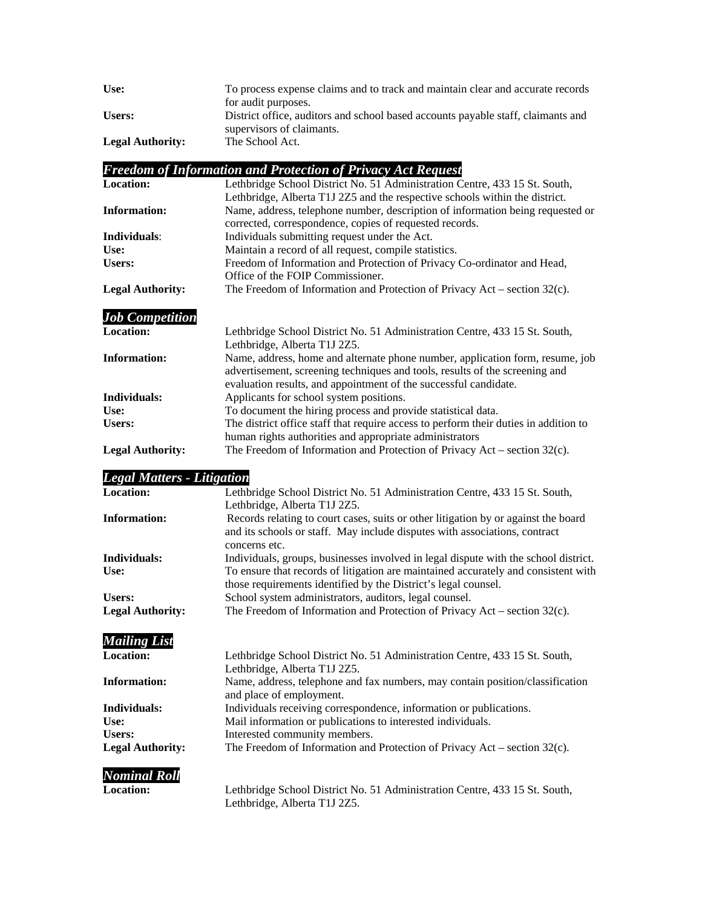**Use:** To process expense claims and to track and maintain clear and accurate records for audit purposes.
**Users:** District office, auditors and school based accounts payable staff, claimants and supervisors of claimants.
**Legal Authority:** The School Act.

### *Freedom of Information and Protection of Privacy Act Request*

**Location:** Lethbridge School District No. 51 Administration Centre, 433 15 St. South, Lethbridge, Alberta T1J 2Z5 and the respective schools within the district.
**Information:** Name, address, telephone number, description of information being requested or corrected, correspondence, copies of requested records.
**Individuals**: Individuals submitting request under the Act.
**Use:** Maintain a record of all request, compile statistics.
**Users:** Freedom of Information and Protection of Privacy Co-ordinator and Head, Office of the FOIP Commissioner.
**Legal Authority:** The Freedom of Information and Protection of Privacy Act – section 32(c).

### *Job Competition*

**Location:** Lethbridge School District No. 51 Administration Centre, 433 15 St. South, Lethbridge, Alberta T1J 2Z5.
**Information:** Name, address, home and alternate phone number, application form, resume, job advertisement, screening techniques and tools, results of the screening and evaluation results, and appointment of the successful candidate.
**Individuals:** Applicants for school system positions.
**Use:** To document the hiring process and provide statistical data.
**Users:** The district office staff that require access to perform their duties in addition to human rights authorities and appropriate administrators
**Legal Authority:** The Freedom of Information and Protection of Privacy Act – section 32(c).

### *Legal Matters - Litigation*

**Location:** Lethbridge School District No. 51 Administration Centre, 433 15 St. South, Lethbridge, Alberta T1J 2Z5.
**Information:** Records relating to court cases, suits or other litigation by or against the board and its schools or staff. May include disputes with associations, contract concerns etc.
**Individuals:** Individuals, groups, businesses involved in legal dispute with the school district.
**Use:** To ensure that records of litigation are maintained accurately and consistent with those requirements identified by the District's legal counsel.
**Users:** School system administrators, auditors, legal counsel.
**Legal Authority:** The Freedom of Information and Protection of Privacy Act – section 32(c).

### *Mailing List*

**Location:** Lethbridge School District No. 51 Administration Centre, 433 15 St. South, Lethbridge, Alberta T1J 2Z5.
**Information:** Name, address, telephone and fax numbers, may contain position/classification and place of employment.
**Individuals:** Individuals receiving correspondence, information or publications.
**Use:** Mail information or publications to interested individuals.
**Users:** Interested community members.
**Legal Authority:** The Freedom of Information and Protection of Privacy Act – section 32(c).

### *Nominal Roll*

**Location:** Lethbridge School District No. 51 Administration Centre, 433 15 St. South, Lethbridge, Alberta T1J 2Z5.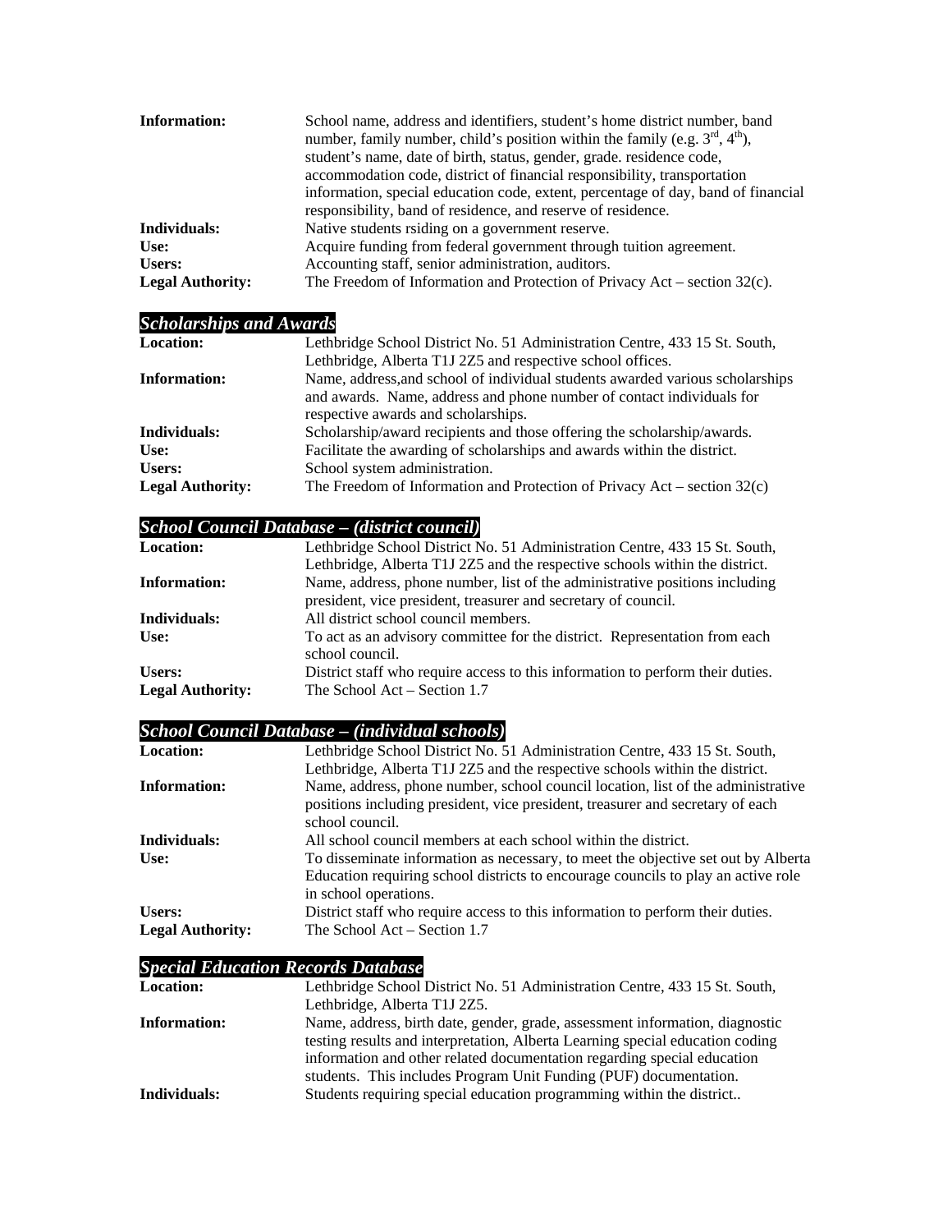| | |
|---|---|
| **Information:** | School name, address and identifiers, student's home district number, band number, family number, child's position within the family (e.g. 3rd, 4th), student's name, date of birth, status, gender, grade. residence code, accommodation code, district of financial responsibility, transportation information, special education code, extent, percentage of day, band of financial responsibility, band of residence, and reserve of residence. |
| **Individuals:** | Native students rsiding on a government reserve. |
| **Use:** | Acquire funding from federal government through tuition agreement. |
| **Users:** | Accounting staff, senior administration, auditors. |
| **Legal Authority:** | The Freedom of Information and Protection of Privacy Act – section 32(c). |

### *Scholarships and Awards*

| | |
|---|---|
| **Location:** | Lethbridge School District No. 51 Administration Centre, 433 15 St. South, Lethbridge, Alberta T1J 2Z5 and respective school offices. |
| **Information:** | Name, address,and school of individual students awarded various scholarships and awards. Name, address and phone number of contact individuals for respective awards and scholarships. |
| **Individuals:** | Scholarship/award recipients and those offering the scholarship/awards. |
| **Use:** | Facilitate the awarding of scholarships and awards within the district. |
| **Users:** | School system administration. |
| **Legal Authority:** | The Freedom of Information and Protection of Privacy Act – section 32(c) |

### *School Council Database – (district council)*

| | |
|---|---|
| **Location:** | Lethbridge School District No. 51 Administration Centre, 433 15 St. South, Lethbridge, Alberta T1J 2Z5 and the respective schools within the district. |
| **Information:** | Name, address, phone number, list of the administrative positions including president, vice president, treasurer and secretary of council. |
| **Individuals:** | All district school council members. |
| **Use:** | To act as an advisory committee for the district. Representation from each school council. |
| **Users:** | District staff who require access to this information to perform their duties. |
| **Legal Authority:** | The School Act – Section 1.7 |

### *School Council Database – (individual schools)*

| | |
|---|---|
| **Location:** | Lethbridge School District No. 51 Administration Centre, 433 15 St. South, Lethbridge, Alberta T1J 2Z5 and the respective schools within the district. |
| **Information:** | Name, address, phone number, school council location, list of the administrative positions including president, vice president, treasurer and secretary of each school council. |
| **Individuals:** | All school council members at each school within the district. |
| **Use:** | To disseminate information as necessary, to meet the objective set out by Alberta Education requiring school districts to encourage councils to play an active role in school operations. |
| **Users:** | District staff who require access to this information to perform their duties. |
| **Legal Authority:** | The School Act – Section 1.7 |

### *Special Education Records Database*

| | |
|---|---|
| **Location:** | Lethbridge School District No. 51 Administration Centre, 433 15 St. South, Lethbridge, Alberta T1J 2Z5. |
| **Information:** | Name, address, birth date, gender, grade, assessment information, diagnostic testing results and interpretation, Alberta Learning special education coding information and other related documentation regarding special education students. This includes Program Unit Funding (PUF) documentation. |
| **Individuals:** | Students requiring special education programming within the district.. |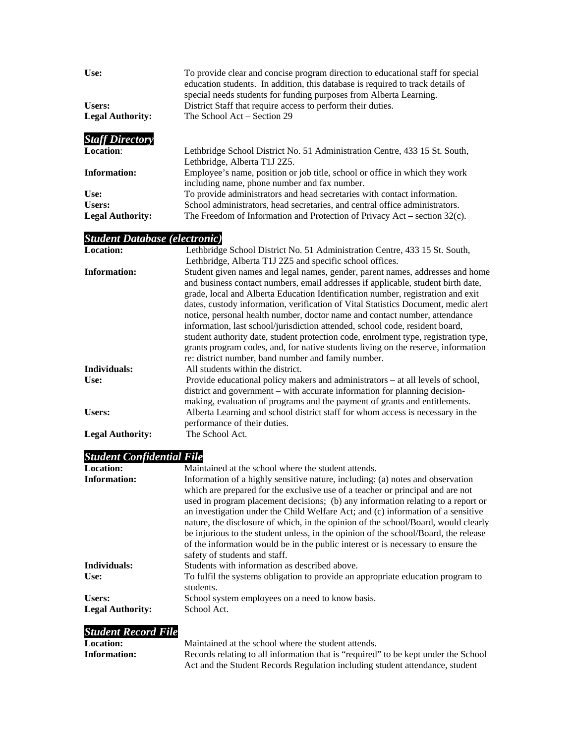**Use:** To provide clear and concise program direction to educational staff for special education students. In addition, this database is required to track details of special needs students for funding purposes from Alberta Learning.

**Users:** District Staff that require access to perform their duties.

**Legal Authority:** The School Act – Section 29

### *Staff Directory*

**Location**: Lethbridge School District No. 51 Administration Centre, 433 15 St. South, Lethbridge, Alberta T1J 2Z5.

**Information:** Employee's name, position or job title, school or office in which they work including name, phone number and fax number.

**Use:** To provide administrators and head secretaries with contact information.

**Users:** School administrators, head secretaries, and central office administrators.

**Legal Authority:** The Freedom of Information and Protection of Privacy Act – section 32(c).

### *Student Database (electronic)*

**Location:** Lethbridge School District No. 51 Administration Centre, 433 15 St. South, Lethbridge, Alberta T1J 2Z5 and specific school offices.

**Information:** Student given names and legal names, gender, parent names, addresses and home and business contact numbers, email addresses if applicable, student birth date, grade, local and Alberta Education Identification number, registration and exit dates, custody information, verification of Vital Statistics Document, medic alert notice, personal health number, doctor name and contact number, attendance information, last school/jurisdiction attended, school code, resident board, student authority date, student protection code, enrolment type, registration type, grants program codes, and, for native students living on the reserve, information re: district number, band number and family number.

**Individuals:** All students within the district.

**Use:** Provide educational policy makers and administrators – at all levels of school, district and government – with accurate information for planning decision-making, evaluation of programs and the payment of grants and entitlements.

**Users:** Alberta Learning and school district staff for whom access is necessary in the performance of their duties.

**Legal Authority:** The School Act.

### *Student Confidential File*

**Location:** Maintained at the school where the student attends.

**Information:** Information of a highly sensitive nature, including: (a) notes and observation which are prepared for the exclusive use of a teacher or principal and are not used in program placement decisions; (b) any information relating to a report or an investigation under the Child Welfare Act; and (c) information of a sensitive nature, the disclosure of which, in the opinion of the school/Board, would clearly be injurious to the student unless, in the opinion of the school/Board, the release of the information would be in the public interest or is necessary to ensure the safety of students and staff.

**Individuals:** Students with information as described above.

**Use:** To fulfil the systems obligation to provide an appropriate education program to students.

**Users:** School system employees on a need to know basis.

**Legal Authority:** School Act.

### *Student Record File*

**Location:** Maintained at the school where the student attends.

**Information:** Records relating to all information that is "required" to be kept under the School Act and the Student Records Regulation including student attendance, student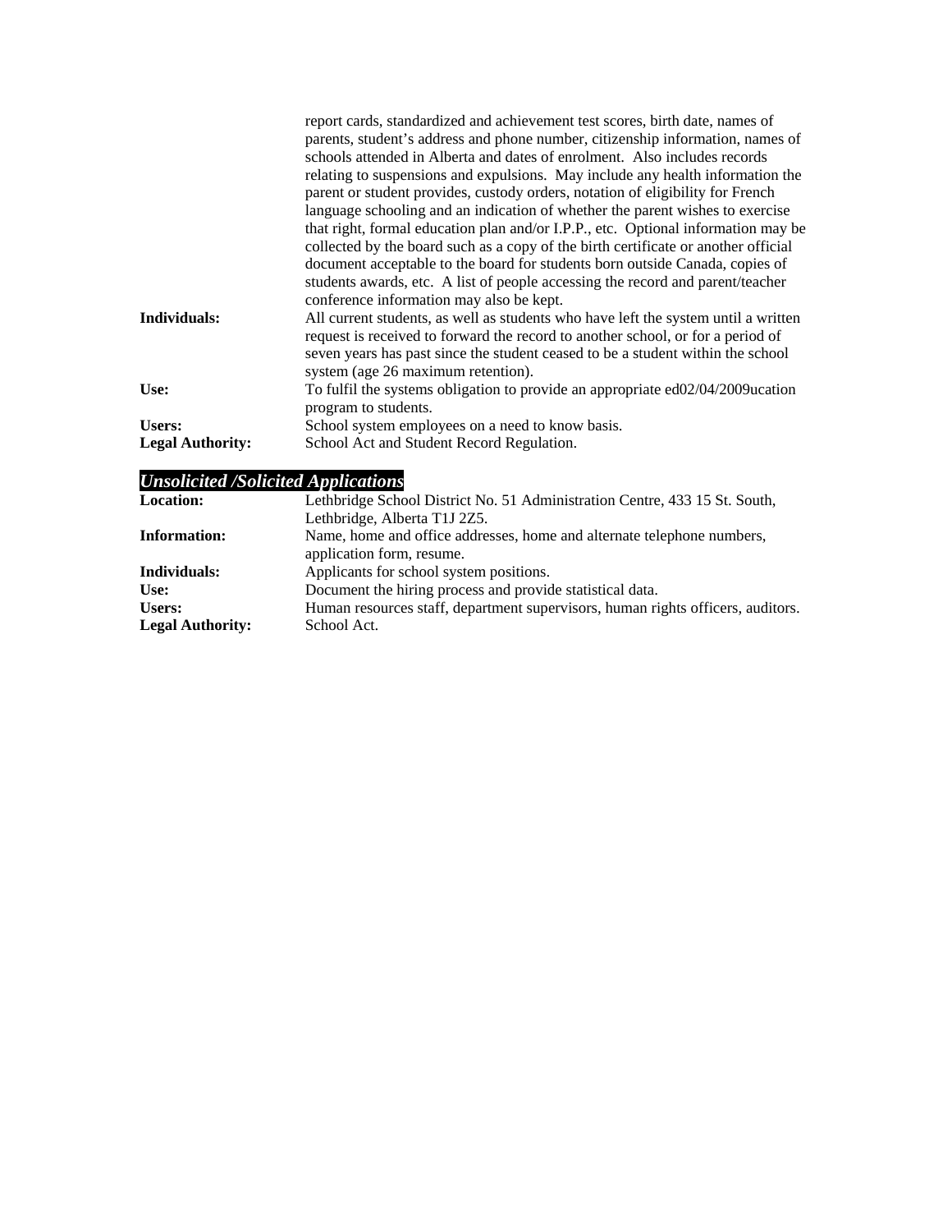report cards, standardized and achievement test scores, birth date, names of parents, student's address and phone number, citizenship information, names of schools attended in Alberta and dates of enrolment. Also includes records relating to suspensions and expulsions. May include any health information the parent or student provides, custody orders, notation of eligibility for French language schooling and an indication of whether the parent wishes to exercise that right, formal education plan and/or I.P.P., etc. Optional information may be collected by the board such as a copy of the birth certificate or another official document acceptable to the board for students born outside Canada, copies of students awards, etc. A list of people accessing the record and parent/teacher conference information may also be kept.

**Individuals:** All current students, as well as students who have left the system until a written request is received to forward the record to another school, or for a period of seven years has past since the student ceased to be a student within the school system (age 26 maximum retention).

**Use:** To fulfil the systems obligation to provide an appropriate ed02/04/2009ucation program to students.

**Users:** School system employees on a need to know basis.

**Legal Authority:** School Act and Student Record Regulation.

## ***Unsolicited /Solicited Applications***

**Location:** Lethbridge School District No. 51 Administration Centre, 433 15 St. South, Lethbridge, Alberta T1J 2Z5.

**Information:** Name, home and office addresses, home and alternate telephone numbers, application form, resume.

**Individuals:** Applicants for school system positions.

**Use:** Document the hiring process and provide statistical data.

**Users:** Human resources staff, department supervisors, human rights officers, auditors.

**Legal Authority:** School Act.